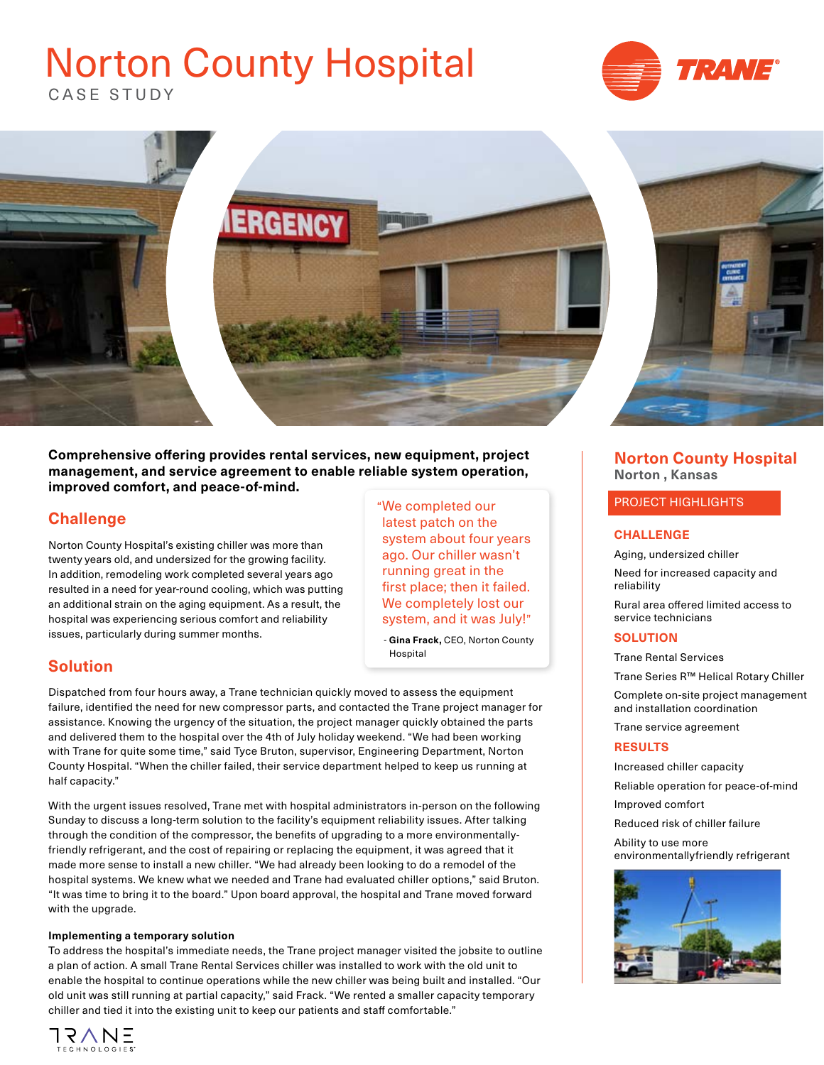# Norton County Hospital

CASE STUDY

**Comprehensive offering provides rental services, new equipment, project management, and service agreement to enable reliable system operation, improved comfort, and peace-of-mind.**

## Challenge

Norton County Hospital's existing chiller was more than twenty years old, and undersized for the growing facility. In addition, remodeling work completed several years ago resulted in a need for year-round cooling, which was putting an additional strain on the aging equipment. As a result, the hospital was experiencing serious comfort and reliability issues, particularly during summer months.

> "We completed our latest patch on the system about four years ago. Our chiller wasn't running great in the first place; then it failed. We completely lost our system, and it was July!"
>
> \- **Gina Frack,** CEO, Norton County Hospital

## Solution

Dispatched from four hours away, a Trane technician quickly moved to assess the equipment failure, identified the need for new compressor parts, and contacted the Trane project manager for assistance. Knowing the urgency of the situation, the project manager quickly obtained the parts and delivered them to the hospital over the 4th of July holiday weekend. "We had been working with Trane for quite some time," said Tyce Bruton, supervisor, Engineering Department, Norton County Hospital. "When the chiller failed, their service department helped to keep us running at half capacity."

With the urgent issues resolved, Trane met with hospital administrators in-person on the following Sunday to discuss a long-term solution to the facility's equipment reliability issues. After talking through the condition of the compressor, the benefits of upgrading to a more environmentally-friendly refrigerant, and the cost of repairing or replacing the equipment, it was agreed that it made more sense to install a new chiller. "We had already been looking to do a remodel of the hospital systems. We knew what we needed and Trane had evaluated chiller options," said Bruton. "It was time to bring it to the board." Upon board approval, the hospital and Trane moved forward with the upgrade.

### Implementing a temporary solution

To address the hospital's immediate needs, the Trane project manager visited the jobsite to outline a plan of action. A small Trane Rental Services chiller was installed to work with the old unit to enable the hospital to continue operations while the new chiller was being built and installed. "Our old unit was still running at partial capacity," said Frack. "We rented a smaller capacity temporary chiller and tied it into the existing unit to keep our patients and staff comfortable."

## Norton County Hospital

**Norton , Kansas**

PROJECT HIGHLIGHTS

### CHALLENGE

- Aging, undersized chiller
- Need for increased capacity and reliability
- Rural area offered limited access to service technicians

### SOLUTION

- Trane Rental Services
- Trane Series R™ Helical Rotary Chiller
- Complete on-site project management and installation coordination
- Trane service agreement

### RESULTS

- Increased chiller capacity
- Reliable operation for peace-of-mind
- Improved comfort
- Reduced risk of chiller failure
- Ability to use more environmentallyfriendly refrigerant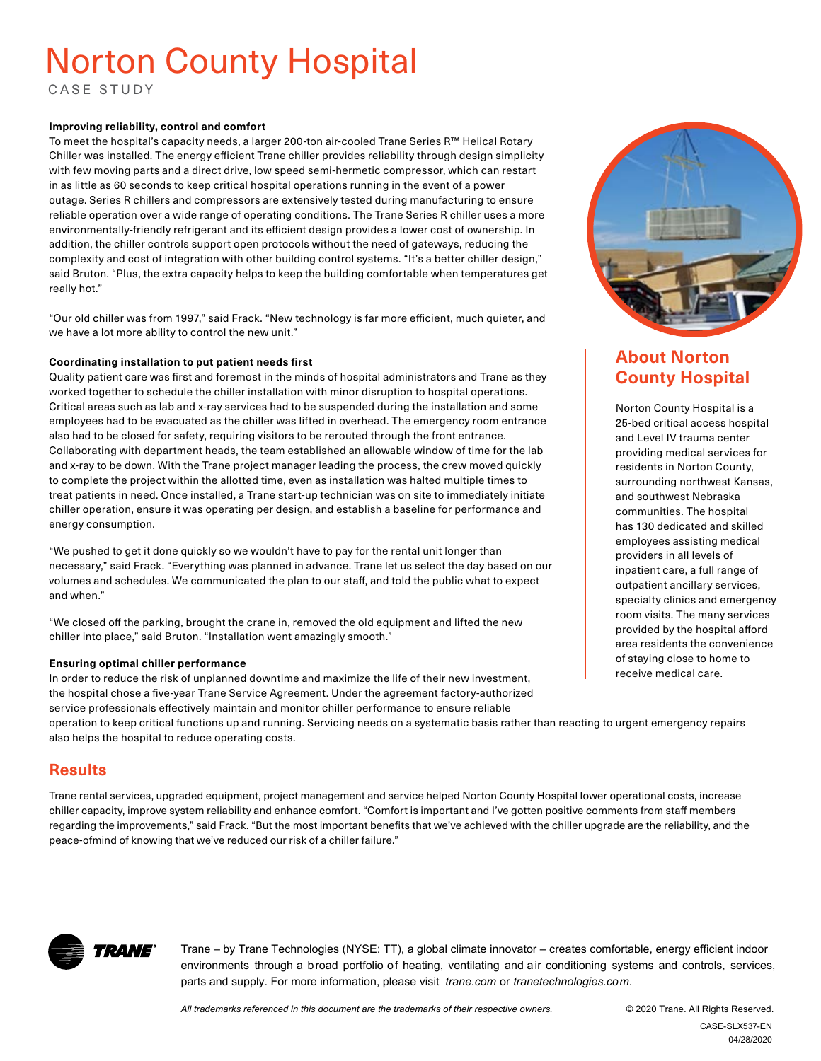# Norton County Hospital

CASE STUDY

**Improving reliability, control and comfort**

To meet the hospital's capacity needs, a larger 200-ton air-cooled Trane Series R™ Helical Rotary Chiller was installed. The energy efficient Trane chiller provides reliability through design simplicity with few moving parts and a direct drive, low speed semi-hermetic compressor, which can restart in as little as 60 seconds to keep critical hospital operations running in the event of a power outage. Series R chillers and compressors are extensively tested during manufacturing to ensure reliable operation over a wide range of operating conditions. The Trane Series R chiller uses a more environmentally-friendly refrigerant and its efficient design provides a lower cost of ownership. In addition, the chiller controls support open protocols without the need of gateways, reducing the complexity and cost of integration with other building control systems. "It's a better chiller design," said Bruton. "Plus, the extra capacity helps to keep the building comfortable when temperatures get really hot."

"Our old chiller was from 1997," said Frack. "New technology is far more efficient, much quieter, and we have a lot more ability to control the new unit."

**Coordinating installation to put patient needs first**

Quality patient care was first and foremost in the minds of hospital administrators and Trane as they worked together to schedule the chiller installation with minor disruption to hospital operations. Critical areas such as lab and x-ray services had to be suspended during the installation and some employees had to be evacuated as the chiller was lifted in overhead. The emergency room entrance also had to be closed for safety, requiring visitors to be rerouted through the front entrance. Collaborating with department heads, the team established an allowable window of time for the lab and x-ray to be down. With the Trane project manager leading the process, the crew moved quickly to complete the project within the allotted time, even as installation was halted multiple times to treat patients in need. Once installed, a Trane start-up technician was on site to immediately initiate chiller operation, ensure it was operating per design, and establish a baseline for performance and energy consumption.

"We pushed to get it done quickly so we wouldn't have to pay for the rental unit longer than necessary," said Frack. "Everything was planned in advance. Trane let us select the day based on our volumes and schedules. We communicated the plan to our staff, and told the public what to expect and when."

"We closed off the parking, brought the crane in, removed the old equipment and lifted the new chiller into place," said Bruton. "Installation went amazingly smooth."

**Ensuring optimal chiller performance**

In order to reduce the risk of unplanned downtime and maximize the life of their new investment, the hospital chose a five-year Trane Service Agreement. Under the agreement factory-authorized service professionals effectively maintain and monitor chiller performance to ensure reliable operation to keep critical functions up and running. Servicing needs on a systematic basis rather than reacting to urgent emergency repairs also helps the hospital to reduce operating costs.

## About Norton County Hospital

Norton County Hospital is a 25-bed critical access hospital and Level IV trauma center providing medical services for residents in Norton County, surrounding northwest Kansas, and southwest Nebraska communities. The hospital has 130 dedicated and skilled employees assisting medical providers in all levels of inpatient care, a full range of outpatient ancillary services, specialty clinics and emergency room visits. The many services provided by the hospital afford area residents the convenience of staying close to home to receive medical care.

## Results

Trane rental services, upgraded equipment, project management and service helped Norton County Hospital lower operational costs, increase chiller capacity, improve system reliability and enhance comfort. "Comfort is important and I've gotten positive comments from staff members regarding the improvements," said Frack. "But the most important benefits that we've achieved with the chiller upgrade are the reliability, and the peace-ofmind of knowing that we've reduced our risk of a chiller failure."

TRANE®

Trane – by Trane Technologies (NYSE: TT), a global climate innovator – creates comfortable, energy efficient indoor environments through a broad portfolio of heating, ventilating and air conditioning systems and controls, services, parts and supply. For more information, please visit *trane.com* or *tranetechnologies.com*.

*All trademarks referenced in this document are the trademarks of their respective owners.*

© 2020 Trane. All Rights Reserved.

CASE-SLX537-EN
04/28/2020